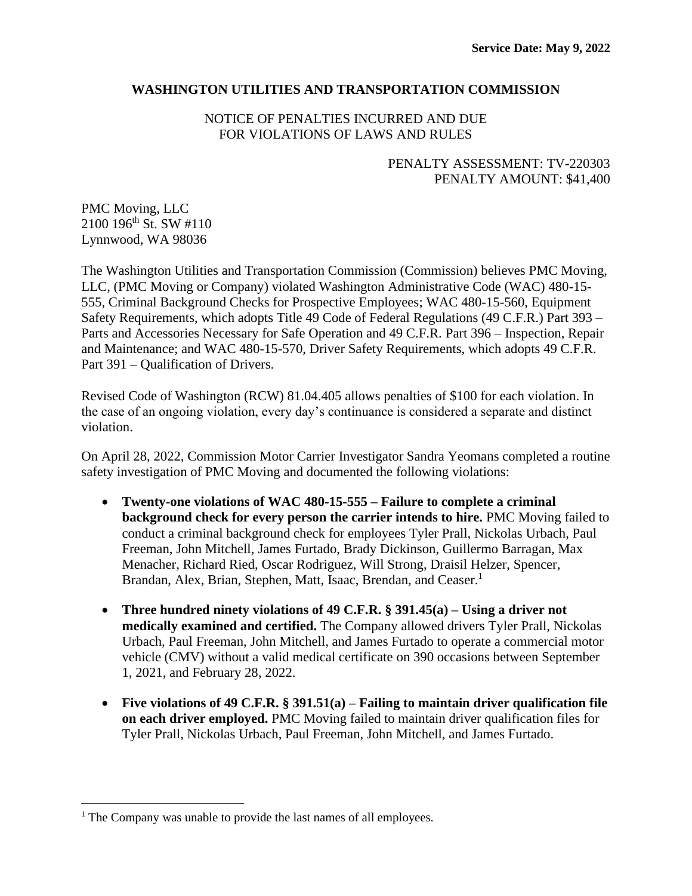**Service Date: May 9, 2022**

## WASHINGTON UTILITIES AND TRANSPORTATION COMMISSION

NOTICE OF PENALTIES INCURRED AND DUE
FOR VIOLATIONS OF LAWS AND RULES

PENALTY ASSESSMENT: TV-220303
PENALTY AMOUNT: $41,400

PMC Moving, LLC
2100 196th St. SW #110
Lynnwood, WA 98036

The Washington Utilities and Transportation Commission (Commission) believes PMC Moving, LLC, (PMC Moving or Company) violated Washington Administrative Code (WAC) 480-15-555, Criminal Background Checks for Prospective Employees; WAC 480-15-560, Equipment Safety Requirements, which adopts Title 49 Code of Federal Regulations (49 C.F.R.) Part 393 – Parts and Accessories Necessary for Safe Operation and 49 C.F.R. Part 396 – Inspection, Repair and Maintenance; and WAC 480-15-570, Driver Safety Requirements, which adopts 49 C.F.R. Part 391 – Qualification of Drivers.

Revised Code of Washington (RCW) 81.04.405 allows penalties of $100 for each violation. In the case of an ongoing violation, every day's continuance is considered a separate and distinct violation.

On April 28, 2022, Commission Motor Carrier Investigator Sandra Yeomans completed a routine safety investigation of PMC Moving and documented the following violations:

- **Twenty-one violations of WAC 480-15-555 – Failure to complete a criminal background check for every person the carrier intends to hire.** PMC Moving failed to conduct a criminal background check for employees Tyler Prall, Nickolas Urbach, Paul Freeman, John Mitchell, James Furtado, Brady Dickinson, Guillermo Barragan, Max Menacher, Richard Ried, Oscar Rodriguez, Will Strong, Draisil Helzer, Spencer, Brandan, Alex, Brian, Stephen, Matt, Isaac, Brendan, and Ceaser.[1]

- **Three hundred ninety violations of 49 C.F.R. § 391.45(a) – Using a driver not medically examined and certified.** The Company allowed drivers Tyler Prall, Nickolas Urbach, Paul Freeman, John Mitchell, and James Furtado to operate a commercial motor vehicle (CMV) without a valid medical certificate on 390 occasions between September 1, 2021, and February 28, 2022.

- **Five violations of 49 C.F.R. § 391.51(a) – Failing to maintain driver qualification file on each driver employed.** PMC Moving failed to maintain driver qualification files for Tyler Prall, Nickolas Urbach, Paul Freeman, John Mitchell, and James Furtado.

[1] The Company was unable to provide the last names of all employees.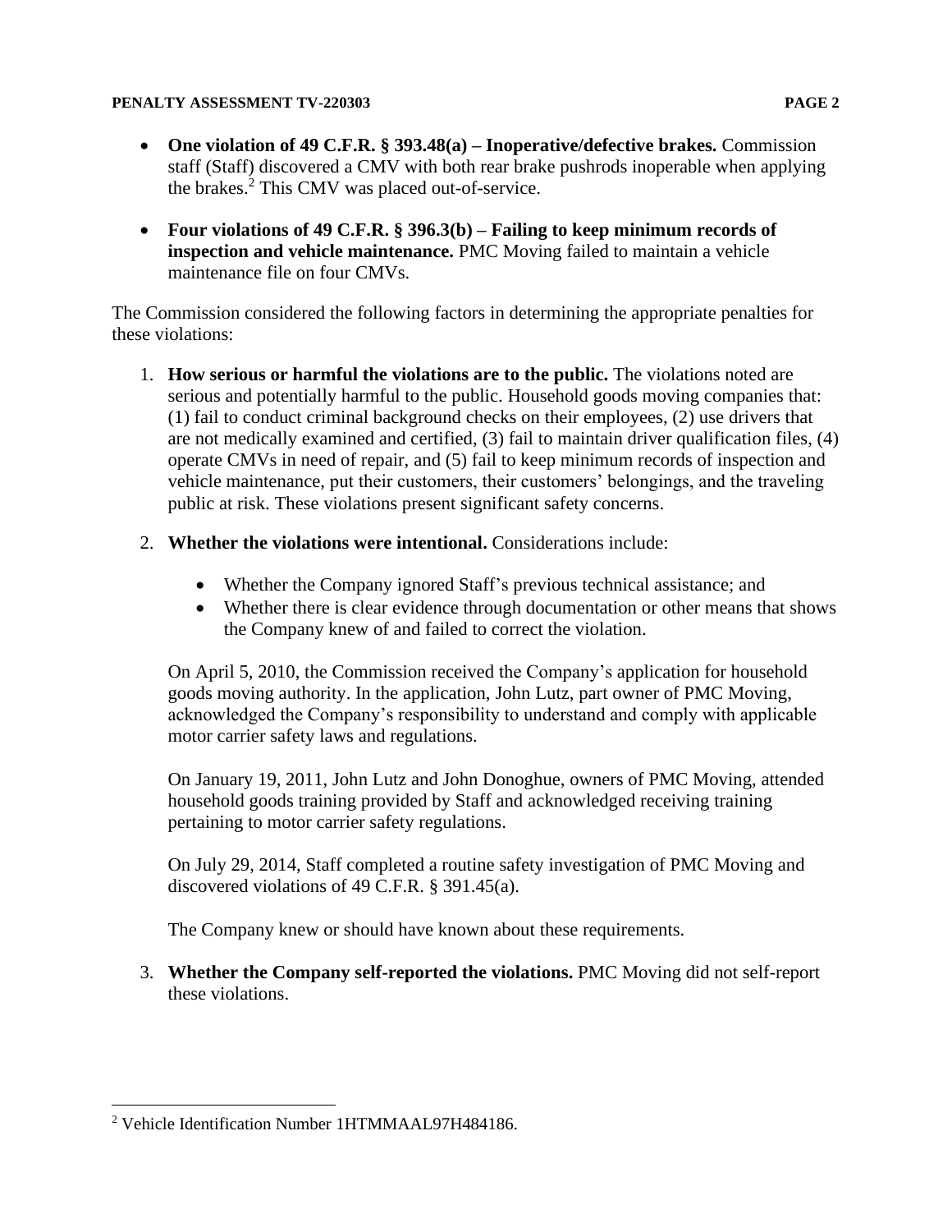- **One violation of 49 C.F.R. § 393.48(a) – Inoperative/defective brakes.** Commission staff (Staff) discovered a CMV with both rear brake pushrods inoperable when applying the brakes.[2] This CMV was placed out-of-service.

- **Four violations of 49 C.F.R. § 396.3(b) – Failing to keep minimum records of inspection and vehicle maintenance.** PMC Moving failed to maintain a vehicle maintenance file on four CMVs.

The Commission considered the following factors in determining the appropriate penalties for these violations:

1. **How serious or harmful the violations are to the public.** The violations noted are serious and potentially harmful to the public. Household goods moving companies that: (1) fail to conduct criminal background checks on their employees, (2) use drivers that are not medically examined and certified, (3) fail to maintain driver qualification files, (4) operate CMVs in need of repair, and (5) fail to keep minimum records of inspection and vehicle maintenance, put their customers, their customers' belongings, and the traveling public at risk. These violations present significant safety concerns.

2. **Whether the violations were intentional.** Considerations include:

   - Whether the Company ignored Staff's previous technical assistance; and
   - Whether there is clear evidence through documentation or other means that shows the Company knew of and failed to correct the violation.

   On April 5, 2010, the Commission received the Company's application for household goods moving authority. In the application, John Lutz, part owner of PMC Moving, acknowledged the Company's responsibility to understand and comply with applicable motor carrier safety laws and regulations.

   On January 19, 2011, John Lutz and John Donoghue, owners of PMC Moving, attended household goods training provided by Staff and acknowledged receiving training pertaining to motor carrier safety regulations.

   On July 29, 2014, Staff completed a routine safety investigation of PMC Moving and discovered violations of 49 C.F.R. § 391.45(a).

   The Company knew or should have known about these requirements.

3. **Whether the Company self-reported the violations.** PMC Moving did not self-report these violations.

[2] Vehicle Identification Number 1HTMMAAL97H484186.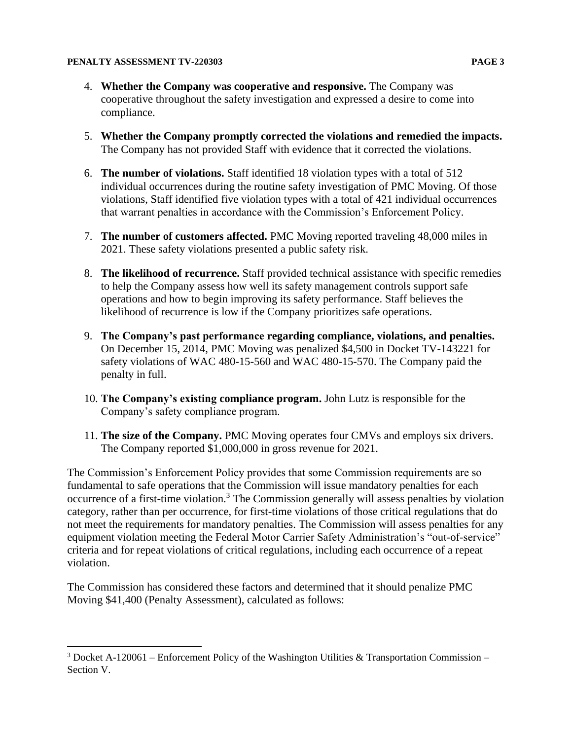4. **Whether the Company was cooperative and responsive.** The Company was cooperative throughout the safety investigation and expressed a desire to come into compliance.

5. **Whether the Company promptly corrected the violations and remedied the impacts.** The Company has not provided Staff with evidence that it corrected the violations.

6. **The number of violations.** Staff identified 18 violation types with a total of 512 individual occurrences during the routine safety investigation of PMC Moving. Of those violations, Staff identified five violation types with a total of 421 individual occurrences that warrant penalties in accordance with the Commission's Enforcement Policy.

7. **The number of customers affected.** PMC Moving reported traveling 48,000 miles in 2021. These safety violations presented a public safety risk.

8. **The likelihood of recurrence.** Staff provided technical assistance with specific remedies to help the Company assess how well its safety management controls support safe operations and how to begin improving its safety performance. Staff believes the likelihood of recurrence is low if the Company prioritizes safe operations.

9. **The Company's past performance regarding compliance, violations, and penalties.** On December 15, 2014, PMC Moving was penalized $4,500 in Docket TV-143221 for safety violations of WAC 480-15-560 and WAC 480-15-570. The Company paid the penalty in full.

10. **The Company's existing compliance program.** John Lutz is responsible for the Company's safety compliance program.

11. **The size of the Company.** PMC Moving operates four CMVs and employs six drivers. The Company reported $1,000,000 in gross revenue for 2021.

The Commission's Enforcement Policy provides that some Commission requirements are so fundamental to safe operations that the Commission will issue mandatory penalties for each occurrence of a first-time violation.[3] The Commission generally will assess penalties by violation category, rather than per occurrence, for first-time violations of those critical regulations that do not meet the requirements for mandatory penalties. The Commission will assess penalties for any equipment violation meeting the Federal Motor Carrier Safety Administration's "out-of-service" criteria and for repeat violations of critical regulations, including each occurrence of a repeat violation.

The Commission has considered these factors and determined that it should penalize PMC Moving $41,400 (Penalty Assessment), calculated as follows:

---

[3] Docket A-120061 – Enforcement Policy of the Washington Utilities & Transportation Commission – Section V.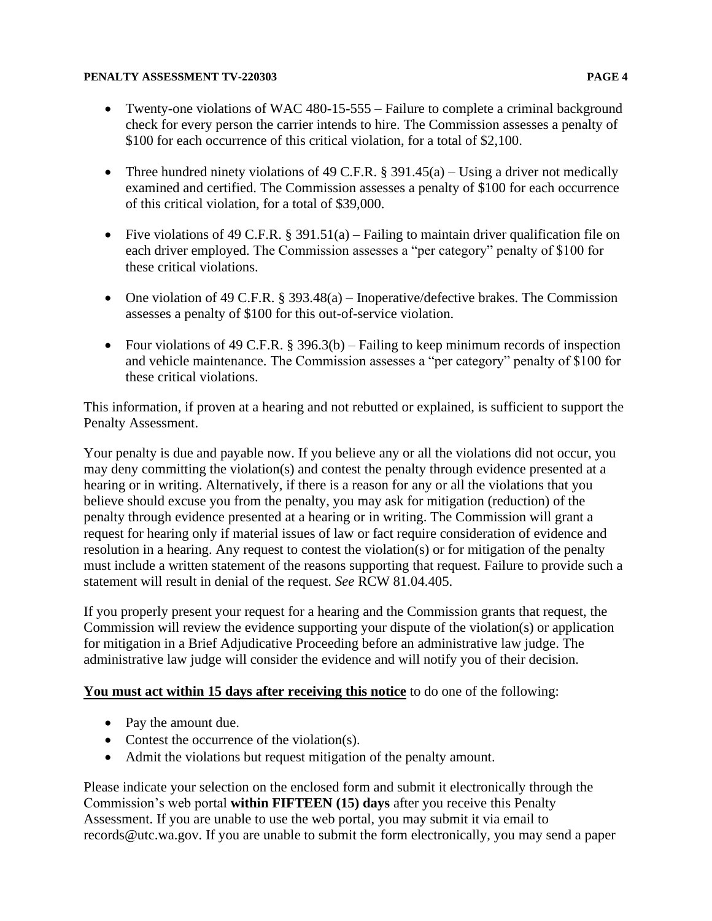- Twenty-one violations of WAC 480-15-555 – Failure to complete a criminal background check for every person the carrier intends to hire. The Commission assesses a penalty of $100 for each occurrence of this critical violation, for a total of $2,100.

- Three hundred ninety violations of 49 C.F.R. § 391.45(a) – Using a driver not medically examined and certified. The Commission assesses a penalty of $100 for each occurrence of this critical violation, for a total of $39,000.

- Five violations of 49 C.F.R. § 391.51(a) – Failing to maintain driver qualification file on each driver employed. The Commission assesses a "per category" penalty of $100 for these critical violations.

- One violation of 49 C.F.R. § 393.48(a) – Inoperative/defective brakes. The Commission assesses a penalty of $100 for this out-of-service violation.

- Four violations of 49 C.F.R. § 396.3(b) – Failing to keep minimum records of inspection and vehicle maintenance. The Commission assesses a "per category" penalty of $100 for these critical violations.

This information, if proven at a hearing and not rebutted or explained, is sufficient to support the Penalty Assessment.

Your penalty is due and payable now. If you believe any or all the violations did not occur, you may deny committing the violation(s) and contest the penalty through evidence presented at a hearing or in writing. Alternatively, if there is a reason for any or all the violations that you believe should excuse you from the penalty, you may ask for mitigation (reduction) of the penalty through evidence presented at a hearing or in writing. The Commission will grant a request for hearing only if material issues of law or fact require consideration of evidence and resolution in a hearing. Any request to contest the violation(s) or for mitigation of the penalty must include a written statement of the reasons supporting that request. Failure to provide such a statement will result in denial of the request. *See* RCW 81.04.405.

If you properly present your request for a hearing and the Commission grants that request, the Commission will review the evidence supporting your dispute of the violation(s) or application for mitigation in a Brief Adjudicative Proceeding before an administrative law judge. The administrative law judge will consider the evidence and will notify you of their decision.

**You must act within 15 days after receiving this notice** to do one of the following:

- Pay the amount due.
- Contest the occurrence of the violation(s).
- Admit the violations but request mitigation of the penalty amount.

Please indicate your selection on the enclosed form and submit it electronically through the Commission's web portal **within FIFTEEN (15) days** after you receive this Penalty Assessment. If you are unable to use the web portal, you may submit it via email to records@utc.wa.gov. If you are unable to submit the form electronically, you may send a paper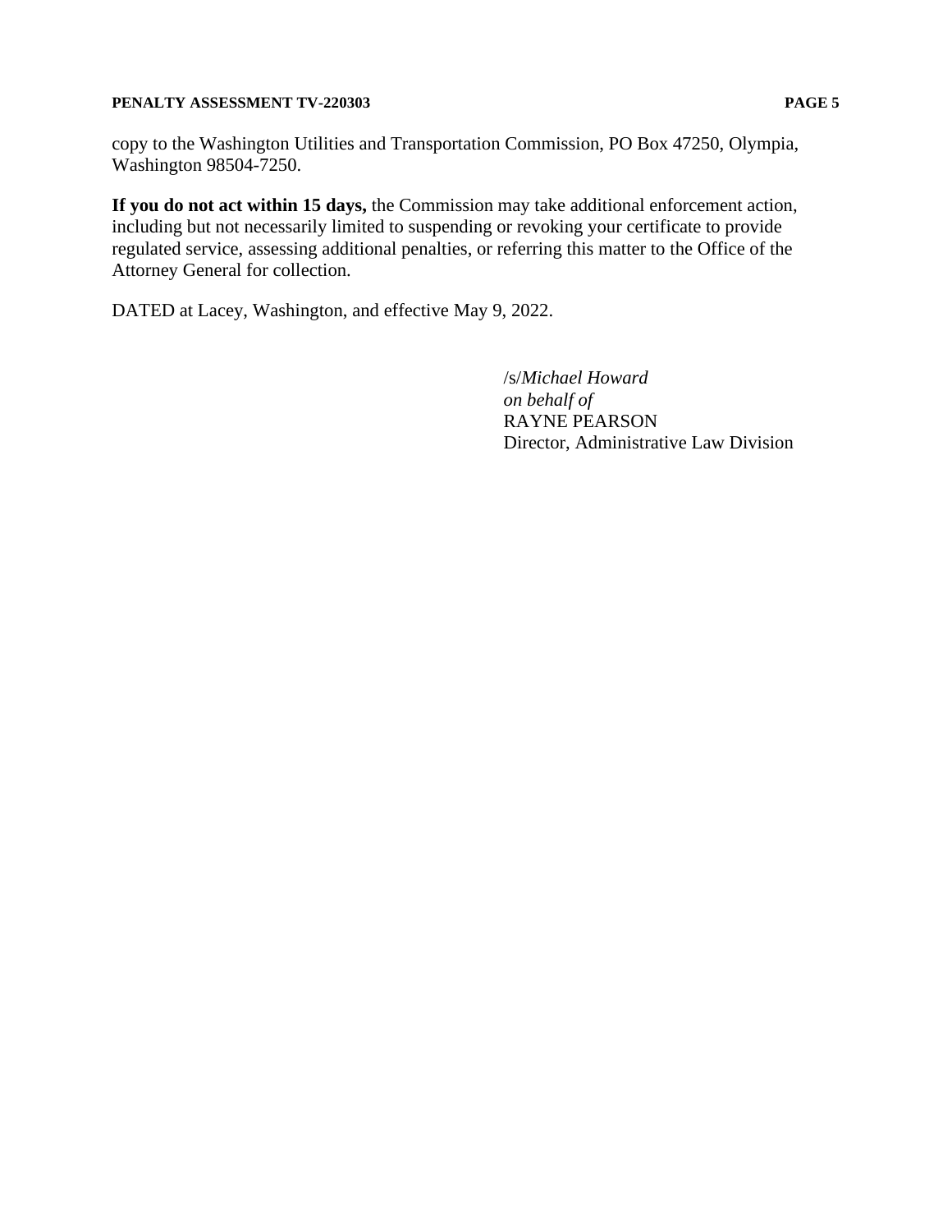copy to the Washington Utilities and Transportation Commission, PO Box 47250, Olympia, Washington 98504-7250.

**If you do not act within 15 days,** the Commission may take additional enforcement action, including but not necessarily limited to suspending or revoking your certificate to provide regulated service, assessing additional penalties, or referring this matter to the Office of the Attorney General for collection.

DATED at Lacey, Washington, and effective May 9, 2022.

/s/*Michael Howard*
*on behalf of*
RAYNE PEARSON
Director, Administrative Law Division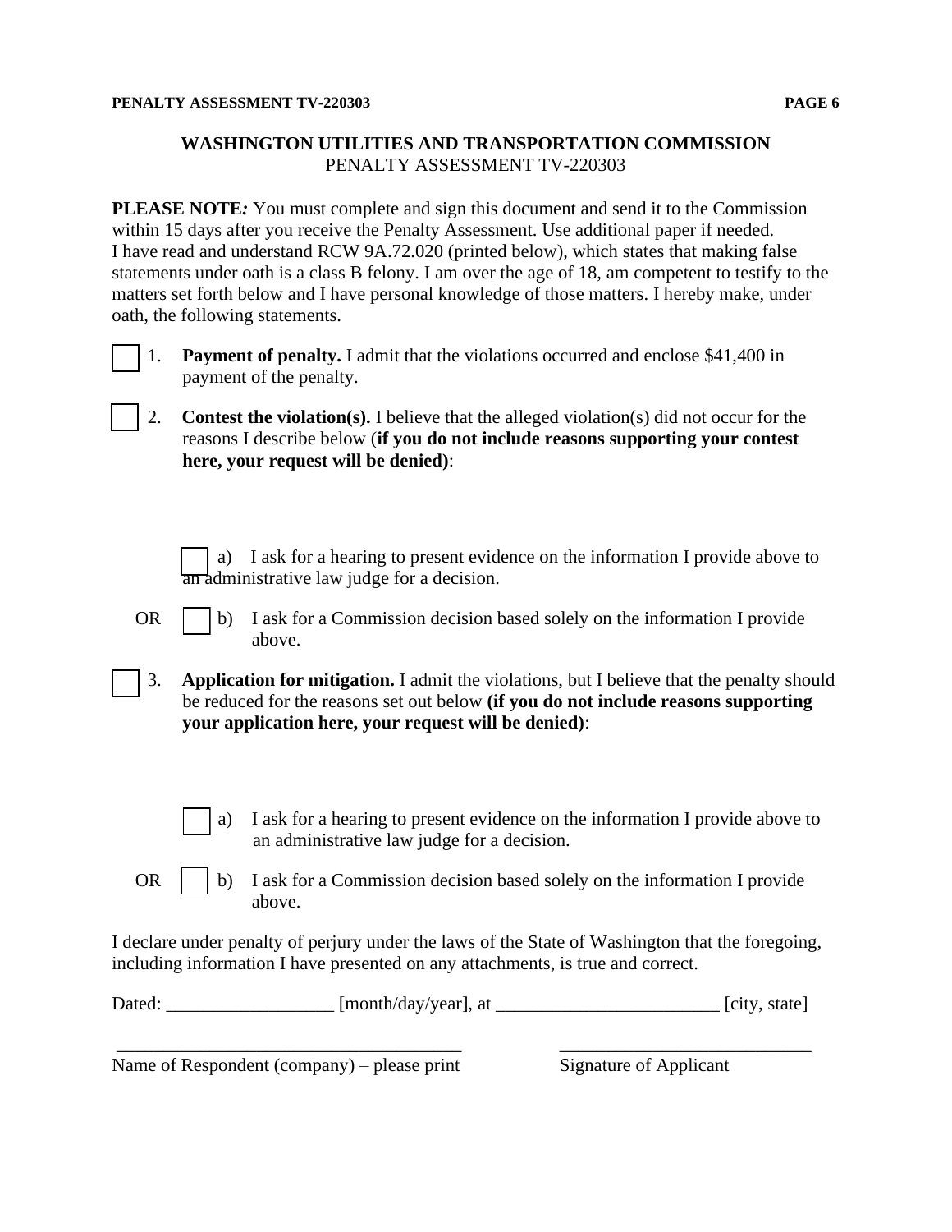**WASHINGTON UTILITIES AND TRANSPORTATION COMMISSION**
PENALTY ASSESSMENT TV-220303

**PLEASE NOTE*:*** You must complete and sign this document and send it to the Commission within 15 days after you receive the Penalty Assessment. Use additional paper if needed. I have read and understand RCW 9A.72.020 (printed below), which states that making false statements under oath is a class B felony. I am over the age of 18, am competent to testify to the matters set forth below and I have personal knowledge of those matters. I hereby make, under oath, the following statements.

☐ 1. **Payment of penalty.** I admit that the violations occurred and enclose $41,400 in payment of the penalty.

☐ 2. **Contest the violation(s).** I believe that the alleged violation(s) did not occur for the reasons I describe below (**if you do not include reasons supporting your contest here, your request will be denied)**:

☐ a) I ask for a hearing to present evidence on the information I provide above to an administrative law judge for a decision.

OR ☐ b) I ask for a Commission decision based solely on the information I provide above.

☐ 3. **Application for mitigation.** I admit the violations, but I believe that the penalty should be reduced for the reasons set out below **(if you do not include reasons supporting your application here, your request will be denied)**:

☐ a) I ask for a hearing to present evidence on the information I provide above to an administrative law judge for a decision.

OR ☐ b) I ask for a Commission decision based solely on the information I provide above.

I declare under penalty of perjury under the laws of the State of Washington that the foregoing, including information I have presented on any attachments, is true and correct.

Dated: __________________ [month/day/year], at ________________________ [city, state]

_____________________________________ ___________________________

Name of Respondent (company) – please print Signature of Applicant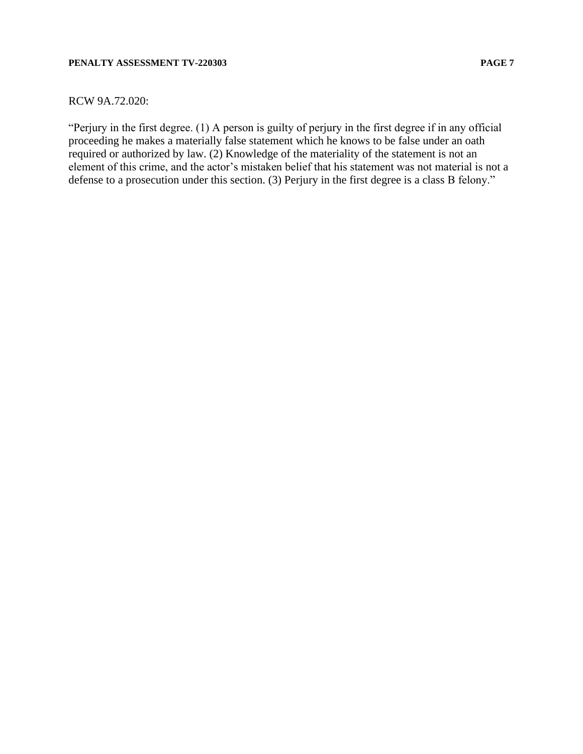RCW 9A.72.020:

"Perjury in the first degree. (1) A person is guilty of perjury in the first degree if in any official proceeding he makes a materially false statement which he knows to be false under an oath required or authorized by law. (2) Knowledge of the materiality of the statement is not an element of this crime, and the actor's mistaken belief that his statement was not material is not a defense to a prosecution under this section. (3) Perjury in the first degree is a class B felony."